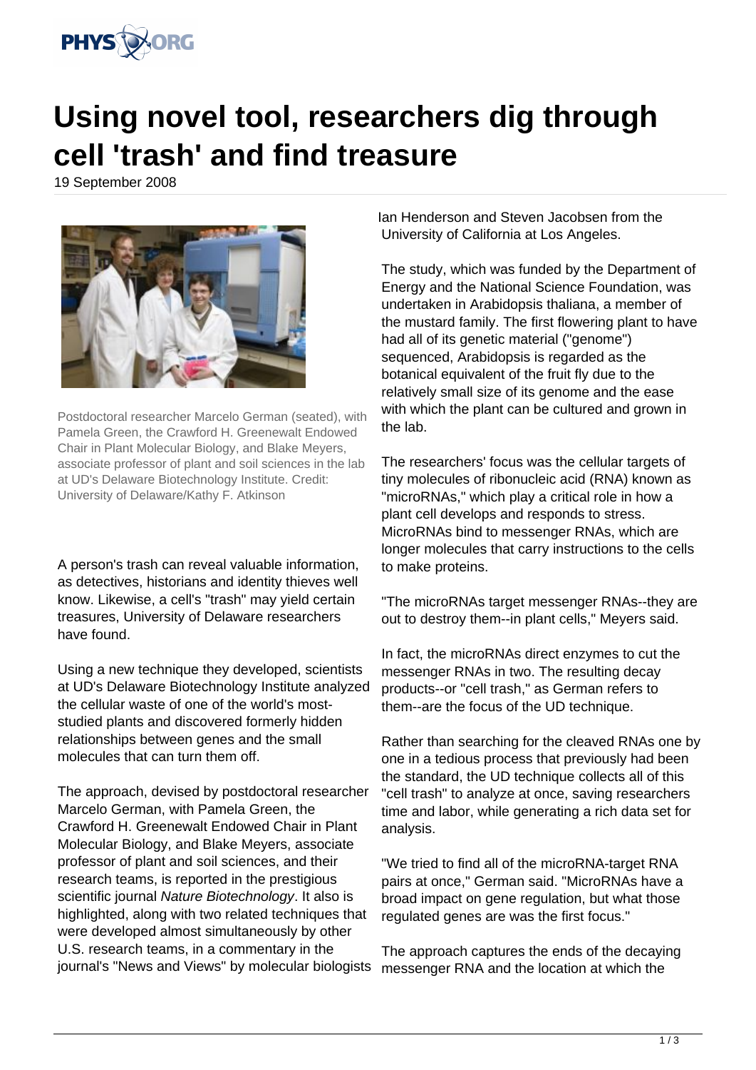# Using novel tool, researchers dig through cell 'trash' and find treasure

19 September 2008

Postdoctoral researcher Marcelo German (seated), with Pamela Green, the Crawford H. Greenewalt Endowed Chair in Plant Molecular Biology, and Blake Meyers, associate professor of plant and soil sciences in the lab at UD's Delaware Biotechnology Institute. Credit: University of Delaware/Kathy F. Atkinson

A person's trash can reveal valuable information, as detectives, historians and identity thieves well know. Likewise, a cell's "trash" may yield certain treasures, University of Delaware researchers have found.

Using a new technique they developed, scientists at UD's Delaware Biotechnology Institute analyzed the cellular waste of one of the world's most-studied plants and discovered formerly hidden relationships between genes and the small molecules that can turn them off.

The approach, devised by postdoctoral researcher Marcelo German, with Pamela Green, the Crawford H. Greenewalt Endowed Chair in Plant Molecular Biology, and Blake Meyers, associate professor of plant and soil sciences, and their research teams, is reported in the prestigious scientific journal *Nature Biotechnology*. It also is highlighted, along with two related techniques that were developed almost simultaneously by other U.S. research teams, in a commentary in the journal's "News and Views" by molecular biologists Ian Henderson and Steven Jacobsen from the University of California at Los Angeles.

The study, which was funded by the Department of Energy and the National Science Foundation, was undertaken in Arabidopsis thaliana, a member of the mustard family. The first flowering plant to have had all of its genetic material ("genome") sequenced, Arabidopsis is regarded as the botanical equivalent of the fruit fly due to the relatively small size of its genome and the ease with which the plant can be cultured and grown in the lab.

The researchers' focus was the cellular targets of tiny molecules of ribonucleic acid (RNA) known as "microRNAs," which play a critical role in how a plant cell develops and responds to stress. MicroRNAs bind to messenger RNAs, which are longer molecules that carry instructions to the cells to make proteins.

"The microRNAs target messenger RNAs--they are out to destroy them--in plant cells," Meyers said.

In fact, the microRNAs direct enzymes to cut the messenger RNAs in two. The resulting decay products--or "cell trash," as German refers to them--are the focus of the UD technique.

Rather than searching for the cleaved RNAs one by one in a tedious process that previously had been the standard, the UD technique collects all of this "cell trash" to analyze at once, saving researchers time and labor, while generating a rich data set for analysis.

"We tried to find all of the microRNA-target RNA pairs at once," German said. "MicroRNAs have a broad impact on gene regulation, but what those regulated genes are was the first focus."

The approach captures the ends of the decaying messenger RNA and the location at which the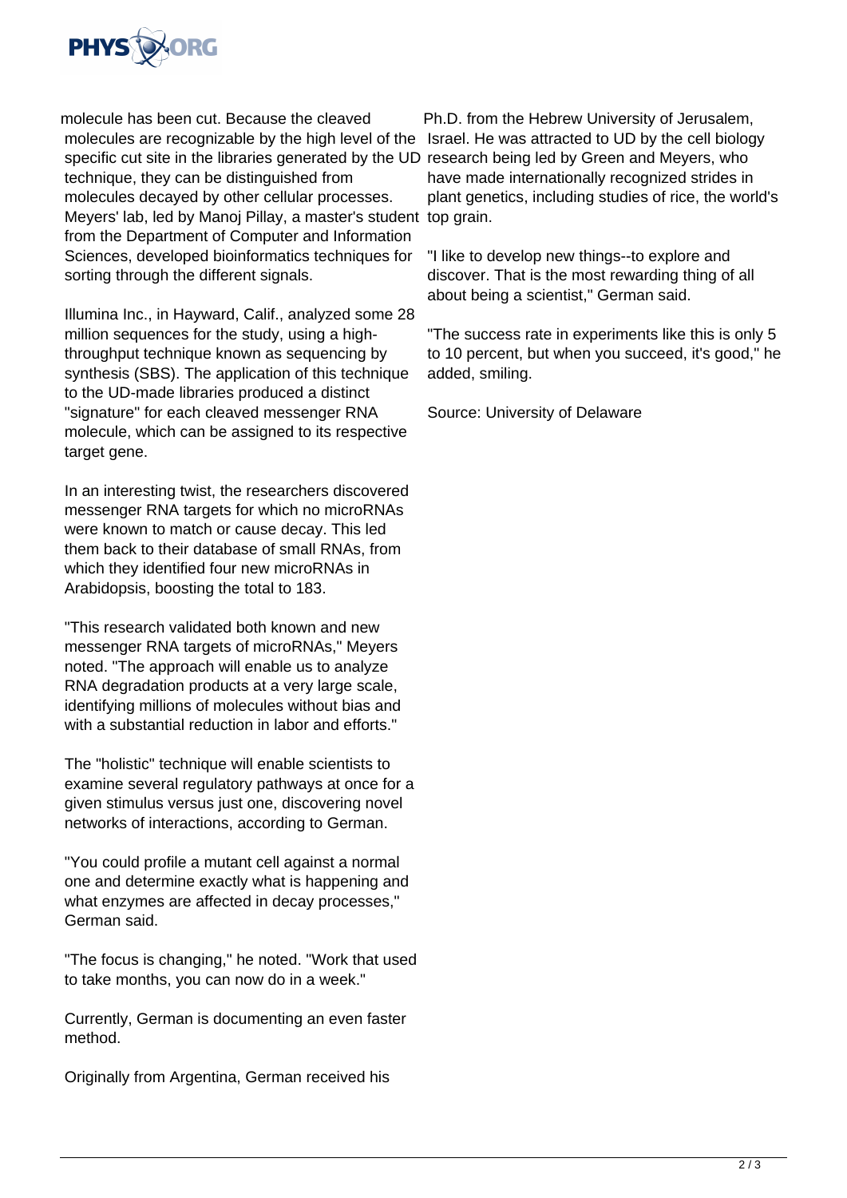molecule has been cut. Because the cleaved molecules are recognizable by the high level of the specific cut site in the libraries generated by the UD technique, they can be distinguished from molecules decayed by other cellular processes. Meyers' lab, led by Manoj Pillay, a master's student from the Department of Computer and Information Sciences, developed bioinformatics techniques for sorting through the different signals.

Illumina Inc., in Hayward, Calif., analyzed some 28 million sequences for the study, using a high-throughput technique known as sequencing by synthesis (SBS). The application of this technique to the UD-made libraries produced a distinct "signature" for each cleaved messenger RNA molecule, which can be assigned to its respective target gene.

In an interesting twist, the researchers discovered messenger RNA targets for which no microRNAs were known to match or cause decay. This led them back to their database of small RNAs, from which they identified four new microRNAs in Arabidopsis, boosting the total to 183.

"This research validated both known and new messenger RNA targets of microRNAs," Meyers noted. "The approach will enable us to analyze RNA degradation products at a very large scale, identifying millions of molecules without bias and with a substantial reduction in labor and efforts."

The "holistic" technique will enable scientists to examine several regulatory pathways at once for a given stimulus versus just one, discovering novel networks of interactions, according to German.

"You could profile a mutant cell against a normal one and determine exactly what is happening and what enzymes are affected in decay processes," German said.

"The focus is changing," he noted. "Work that used to take months, you can now do in a week."

Currently, German is documenting an even faster method.

Originally from Argentina, German received his Ph.D. from the Hebrew University of Jerusalem, Israel. He was attracted to UD by the cell biology research being led by Green and Meyers, who have made internationally recognized strides in plant genetics, including studies of rice, the world's top grain.

"I like to develop new things--to explore and discover. That is the most rewarding thing of all about being a scientist," German said.

"The success rate in experiments like this is only 5 to 10 percent, but when you succeed, it's good," he added, smiling.

Source: University of Delaware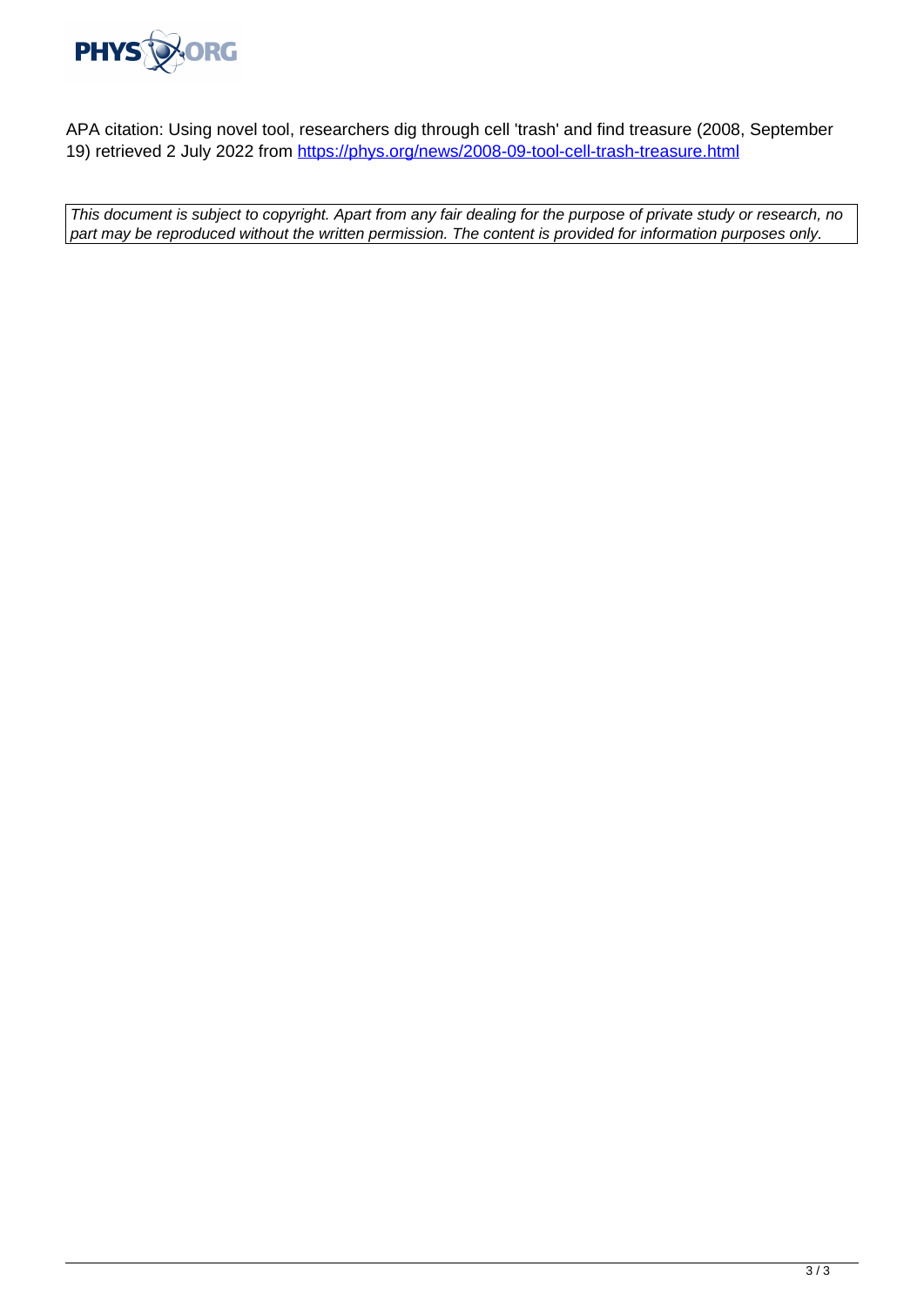APA citation: Using novel tool, researchers dig through cell 'trash' and find treasure (2008, September 19) retrieved 2 July 2022 from https://phys.org/news/2008-09-tool-cell-trash-treasure.html

*This document is subject to copyright. Apart from any fair dealing for the purpose of private study or research, no part may be reproduced without the written permission. The content is provided for information purposes only.*